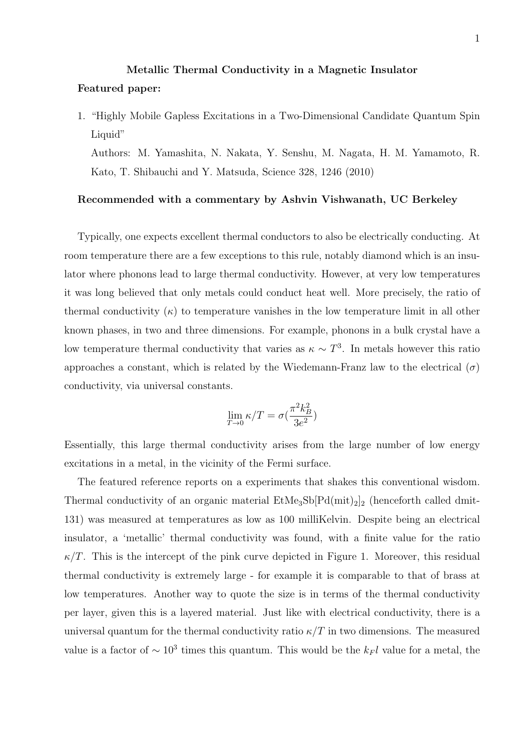# Metallic Thermal Conductivity in a Magnetic Insulator

**Featured paper:**

1. "Highly Mobile Gapless Excitations in a Two-Dimensional Candidate Quantum Spin Liquid"
   Authors: M. Yamashita, N. Nakata, Y. Senshu, M. Nagata, H. M. Yamamoto, R. Kato, T. Shibauchi and Y. Matsuda, Science 328, 1246 (2010)

**Recommended with a commentary by Ashvin Vishwanath, UC Berkeley**

Typically, one expects excellent thermal conductors to also be electrically conducting. At room temperature there are a few exceptions to this rule, notably diamond which is an insulator where phonons lead to large thermal conductivity. However, at very low temperatures it was long believed that only metals could conduct heat well. More precisely, the ratio of thermal conductivity ($\kappa$) to temperature vanishes in the low temperature limit in all other known phases, in two and three dimensions. For example, phonons in a bulk crystal have a low temperature thermal conductivity that varies as $\kappa \sim T^3$. In metals however this ratio approaches a constant, which is related by the Wiedemann-Franz law to the electrical ($\sigma$) conductivity, via universal constants.

$$\lim_{T \to 0} \kappa/T = \sigma\left(\frac{\pi^2 k_B^2}{3e^2}\right)$$

Essentially, this large thermal conductivity arises from the large number of low energy excitations in a metal, in the vicinity of the Fermi surface.

The featured reference reports on a experiments that shakes this conventional wisdom. Thermal conductivity of an organic material $EtMe_3Sb[Pd(mit)_2]_2$ (henceforth called dmit-131) was measured at temperatures as low as 100 milliKelvin. Despite being an electrical insulator, a 'metallic' thermal conductivity was found, with a finite value for the ratio $\kappa/T$. This is the intercept of the pink curve depicted in Figure 1. Moreover, this residual thermal conductivity is extremely large - for example it is comparable to that of brass at low temperatures. Another way to quote the size is in terms of the thermal conductivity per layer, given this is a layered material. Just like with electrical conductivity, there is a universal quantum for the thermal conductivity ratio $\kappa/T$ in two dimensions. The measured value is a factor of $\sim 10^3$ times this quantum. This would be the $k_F l$ value for a metal, the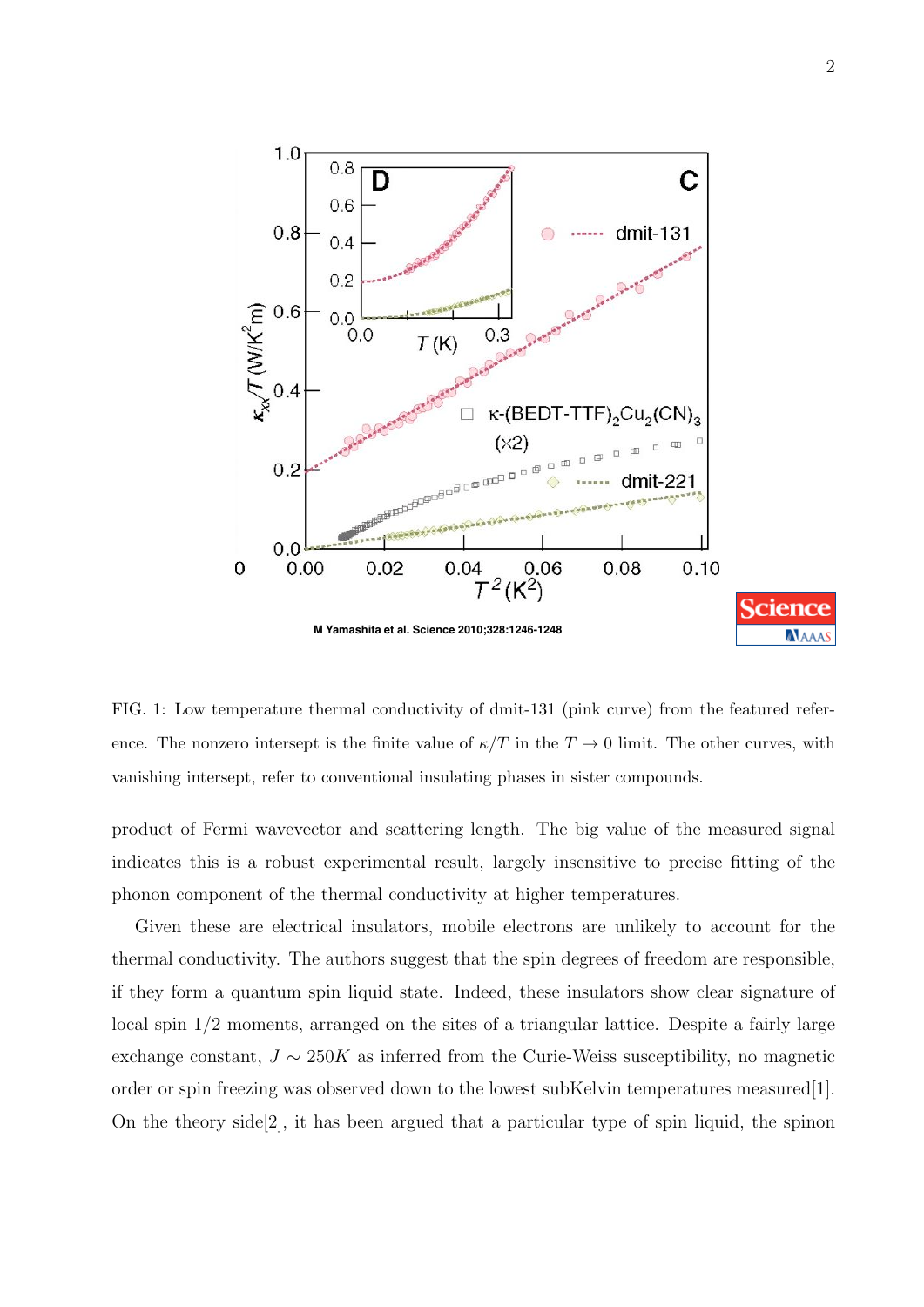FIG. 1: Low temperature thermal conductivity of dmit-131 (pink curve) from the featured reference. The nonzero intersept is the finite value of $\kappa/T$ in the $T \to 0$ limit. The other curves, with vanishing intersept, refer to conventional insulating phases in sister compounds.

product of Fermi wavevector and scattering length. The big value of the measured signal indicates this is a robust experimental result, largely insensitive to precise fitting of the phonon component of the thermal conductivity at higher temperatures.

Given these are electrical insulators, mobile electrons are unlikely to account for the thermal conductivity. The authors suggest that the spin degrees of freedom are responsible, if they form a quantum spin liquid state. Indeed, these insulators show clear signature of local spin 1/2 moments, arranged on the sites of a triangular lattice. Despite a fairly large exchange constant, $J \sim 250K$ as inferred from the Curie-Weiss susceptibility, no magnetic order or spin freezing was observed down to the lowest subKelvin temperatures measured[1]. On the theory side[2], it has been argued that a particular type of spin liquid, the spinon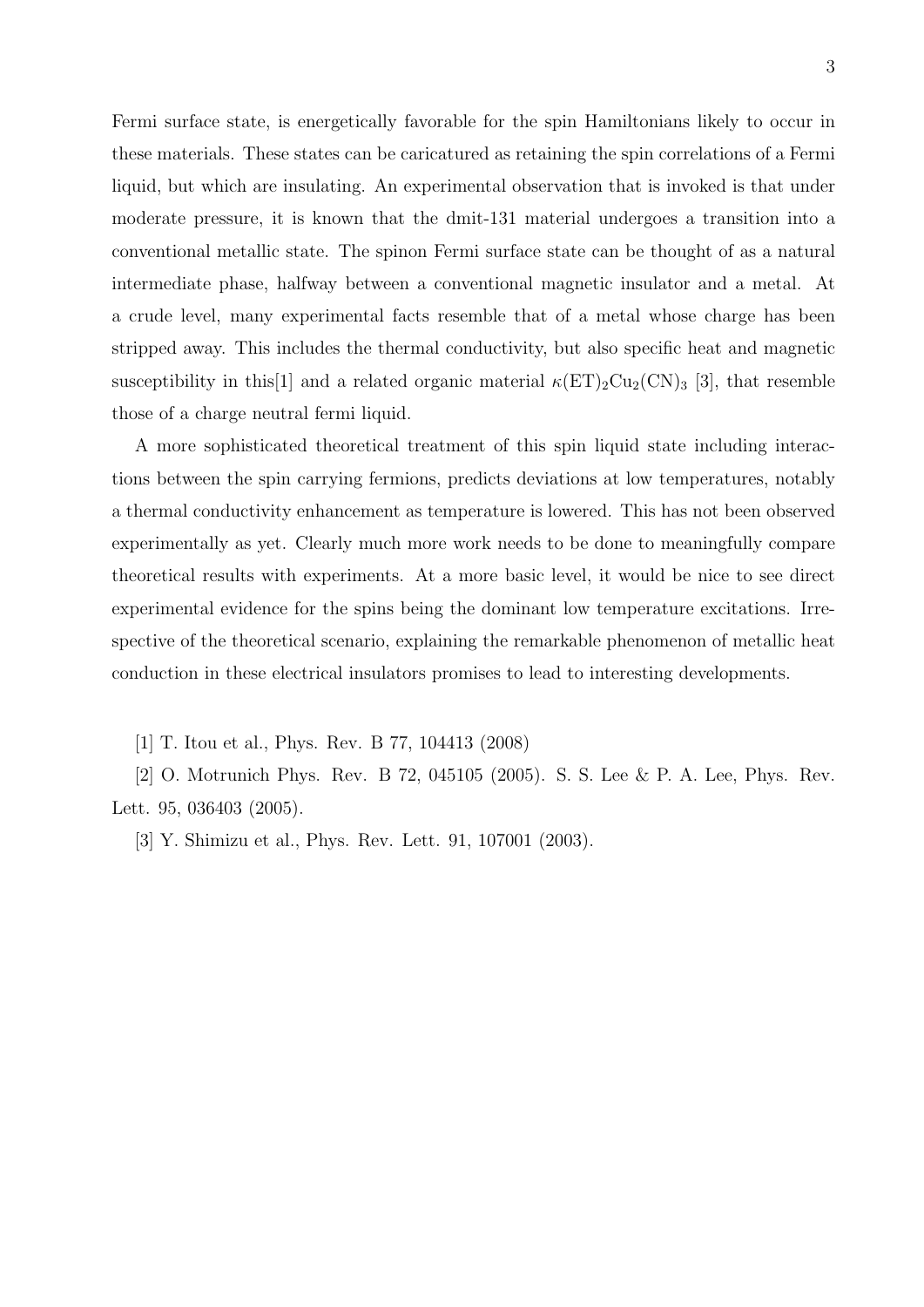Fermi surface state, is energetically favorable for the spin Hamiltonians likely to occur in these materials. These states can be caricatured as retaining the spin correlations of a Fermi liquid, but which are insulating. An experimental observation that is invoked is that under moderate pressure, it is known that the dmit-131 material undergoes a transition into a conventional metallic state. The spinon Fermi surface state can be thought of as a natural intermediate phase, halfway between a conventional magnetic insulator and a metal. At a crude level, many experimental facts resemble that of a metal whose charge has been stripped away. This includes the thermal conductivity, but also specific heat and magnetic susceptibility in this[1] and a related organic material $\kappa(\mathrm{ET})_2\mathrm{Cu}_2(\mathrm{CN})_3$ [3], that resemble those of a charge neutral fermi liquid.

A more sophisticated theoretical treatment of this spin liquid state including interactions between the spin carrying fermions, predicts deviations at low temperatures, notably a thermal conductivity enhancement as temperature is lowered. This has not been observed experimentally as yet. Clearly much more work needs to be done to meaningfully compare theoretical results with experiments. At a more basic level, it would be nice to see direct experimental evidence for the spins being the dominant low temperature excitations. Irrespective of the theoretical scenario, explaining the remarkable phenomenon of metallic heat conduction in these electrical insulators promises to lead to interesting developments.

[1] T. Itou et al., Phys. Rev. B 77, 104413 (2008)

[2] O. Motrunich Phys. Rev. B 72, 045105 (2005). S. S. Lee & P. A. Lee, Phys. Rev. Lett. 95, 036403 (2005).

[3] Y. Shimizu et al., Phys. Rev. Lett. 91, 107001 (2003).